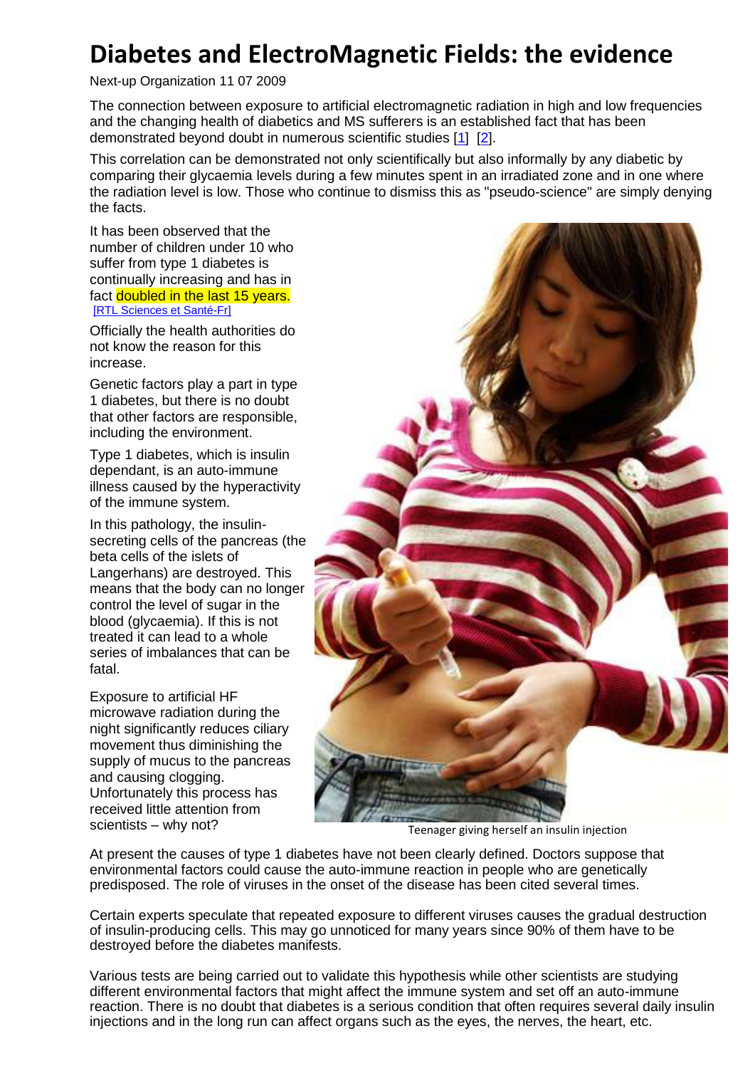# Diabetes and ElectroMagnetic Fields: the evidence

Next-up Organization 11 07 2009

The connection between exposure to artificial electromagnetic radiation in high and low frequencies and the changing health of diabetics and MS sufferers is an established fact that has been demonstrated beyond doubt in numerous scientific studies [1] [2].

This correlation can be demonstrated not only scientifically but also informally by any diabetic by comparing their glycaemia levels during a few minutes spent in an irradiated zone and in one where the radiation level is low. Those who continue to dismiss this as "pseudo-science" are simply denying the facts.

It has been observed that the number of children under 10 who suffer from type 1 diabetes is continually increasing and has in fact doubled in the last 15 years. [RTL Sciences et Santé-Fr]

Officially the health authorities do not know the reason for this increase.

Genetic factors play a part in type 1 diabetes, but there is no doubt that other factors are responsible, including the environment.

Type 1 diabetes, which is insulin dependant, is an auto-immune illness caused by the hyperactivity of the immune system.

In this pathology, the insulin-secreting cells of the pancreas (the beta cells of the islets of Langerhans) are destroyed. This means that the body can no longer control the level of sugar in the blood (glycaemia). If this is not treated it can lead to a whole series of imbalances that can be fatal.

Exposure to artificial HF microwave radiation during the night significantly reduces ciliary movement thus diminishing the supply of mucus to the pancreas and causing clogging. Unfortunately this process has received little attention from scientists – why not?

Teenager giving herself an insulin injection

At present the causes of type 1 diabetes have not been clearly defined. Doctors suppose that environmental factors could cause the auto-immune reaction in people who are genetically predisposed. The role of viruses in the onset of the disease has been cited several times.

Certain experts speculate that repeated exposure to different viruses causes the gradual destruction of insulin-producing cells. This may go unnoticed for many years since 90% of them have to be destroyed before the diabetes manifests.

Various tests are being carried out to validate this hypothesis while other scientists are studying different environmental factors that might affect the immune system and set off an auto-immune reaction. There is no doubt that diabetes is a serious condition that often requires several daily insulin injections and in the long run can affect organs such as the eyes, the nerves, the heart, etc.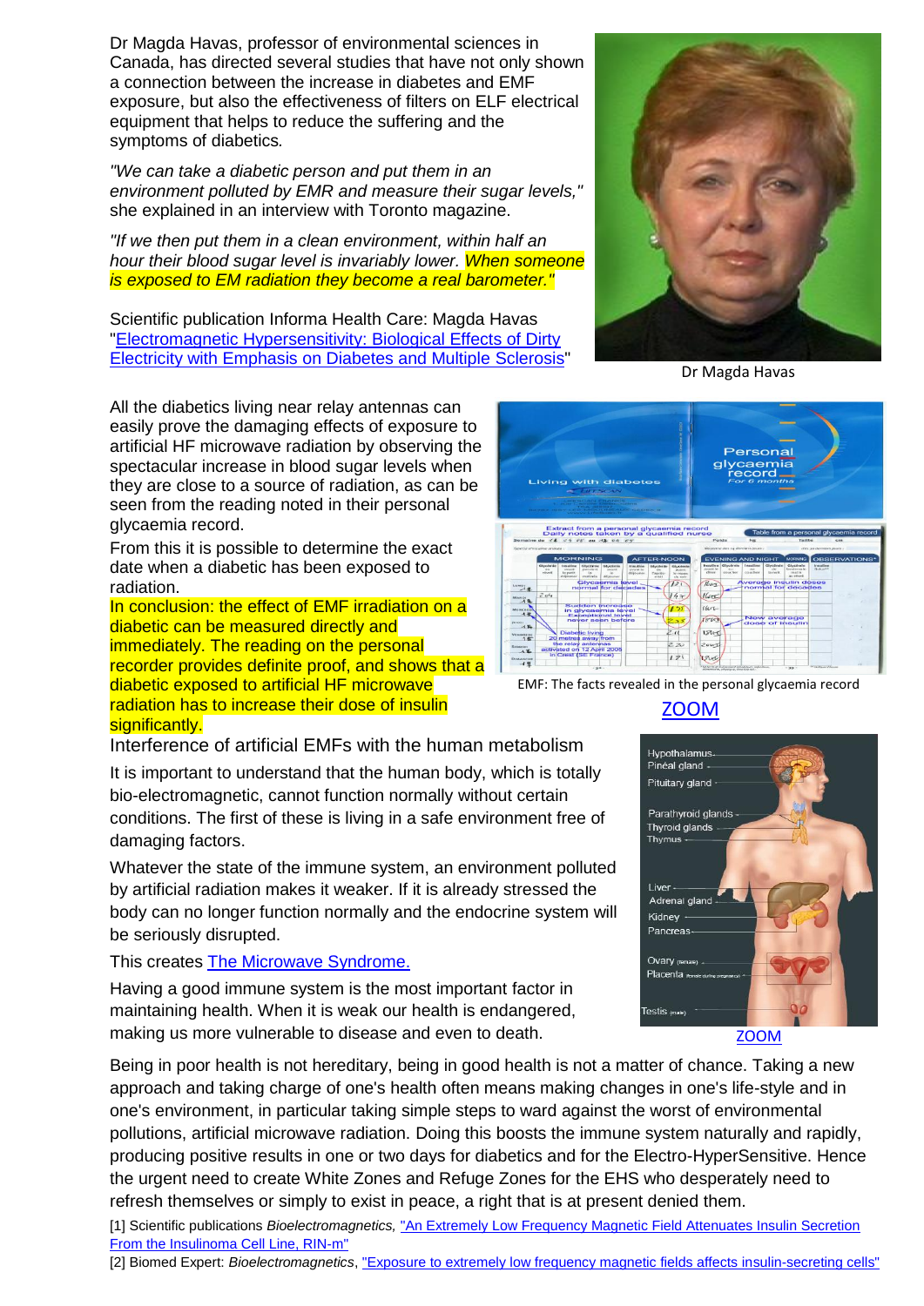Dr Magda Havas, professor of environmental sciences in Canada, has directed several studies that have not only shown a connection between the increase in diabetes and EMF exposure, but also the effectiveness of filters on ELF electrical equipment that helps to reduce the suffering and the symptoms of diabetics.

*"We can take a diabetic person and put them in an environment polluted by EMR and measure their sugar levels,"* she explained in an interview with Toronto magazine.

*"If we then put them in a clean environment, within half an hour their blood sugar level is invariably lower. When someone is exposed to EM radiation they become a real barometer."*

Scientific publication Informa Health Care: Magda Havas "[Electromagnetic Hypersensitivity: Biological Effects of Dirty Electricity with Emphasis on Diabetes and Multiple Sclerosis]"

Dr Magda Havas

All the diabetics living near relay antennas can easily prove the damaging effects of exposure to artificial HF microwave radiation by observing the spectacular increase in blood sugar levels when they are close to a source of radiation, as can be seen from the reading noted in their personal glycaemia record.

From this it is possible to determine the exact date when a diabetic has been exposed to radiation.

In conclusion: the effect of EMF irradiation on a diabetic can be measured directly and immediately. The reading on the personal recorder provides definite proof, and shows that a diabetic exposed to artificial HF microwave radiation has to increase their dose of insulin significantly.

EMF: The facts revealed in the personal glycaemia record

ZOOM

## Interference of artificial EMFs with the human metabolism

It is important to understand that the human body, which is totally bio-electromagnetic, cannot function normally without certain conditions. The first of these is living in a safe environment free of damaging factors.

Whatever the state of the immune system, an environment polluted by artificial radiation makes it weaker. If it is already stressed the body can no longer function normally and the endocrine system will be seriously disrupted.

This creates [The Microwave Syndrome.]

Having a good immune system is the most important factor in maintaining health. When it is weak our health is endangered, making us more vulnerable to disease and even to death.

ZOOM

Being in poor health is not hereditary, being in good health is not a matter of chance. Taking a new approach and taking charge of one's health often means making changes in one's life-style and in one's environment, in particular taking simple steps to ward against the worst of environmental pollutions, artificial microwave radiation. Doing this boosts the immune system naturally and rapidly, producing positive results in one or two days for diabetics and for the Electro-HyperSensitive. Hence the urgent need to create White Zones and Refuge Zones for the EHS who desperately need to refresh themselves or simply to exist in peace, a right that is at present denied them.

[1] Scientific publications *Bioelectromagnetics,* "An Extremely Low Frequency Magnetic Field Attenuates Insulin Secretion From the Insulinoma Cell Line, RIN-m"

[2] Biomed Expert: *Bioelectromagnetics*, "Exposure to extremely low frequency magnetic fields affects insulin-secreting cells"